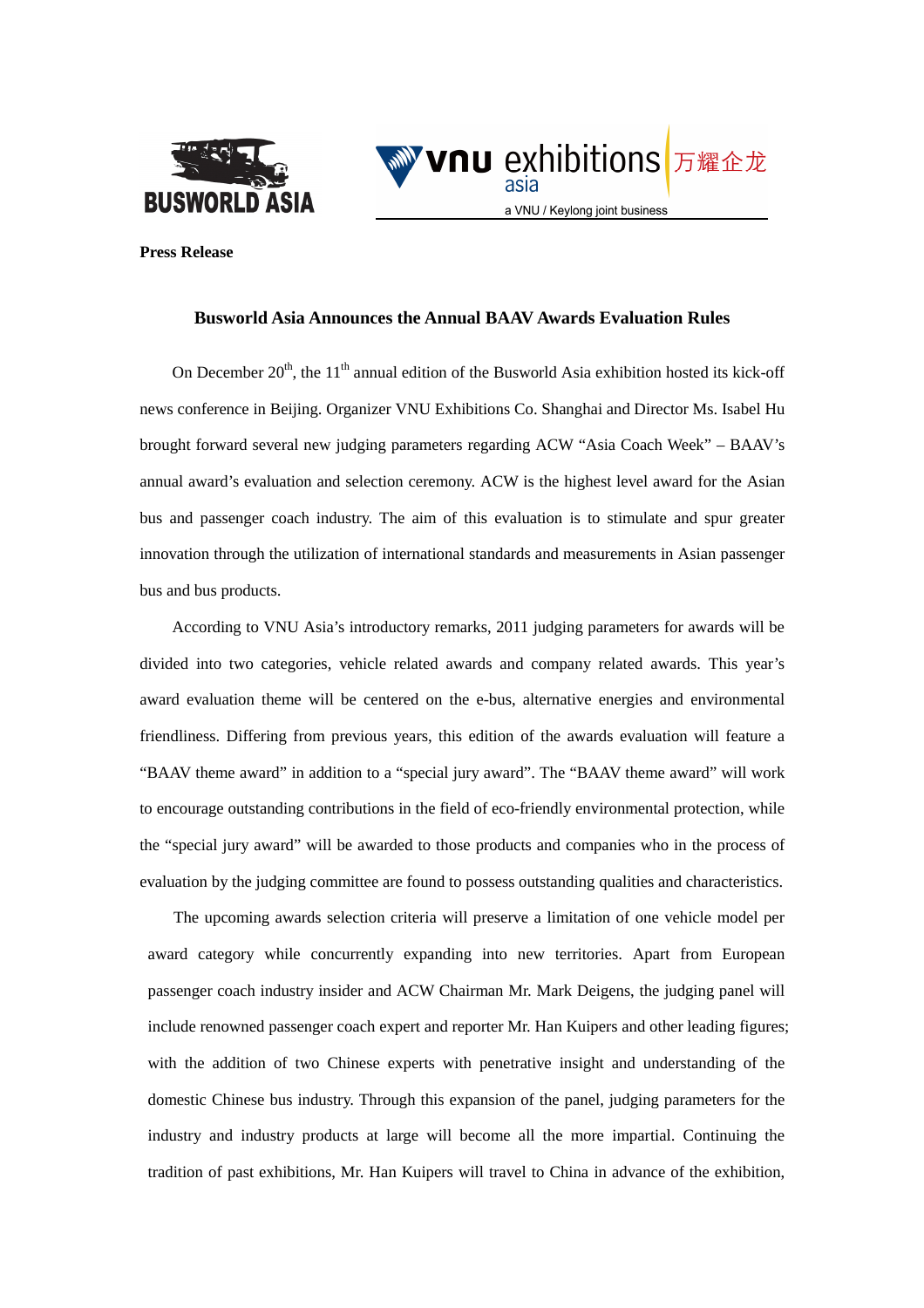**Press Release**

### Busworld Asia Announces the Annual BAAV Awards Evaluation Rules

On December 20th, the 11th annual edition of the Busworld Asia exhibition hosted its kick-off news conference in Beijing. Organizer VNU Exhibitions Co. Shanghai and Director Ms. Isabel Hu brought forward several new judging parameters regarding ACW "Asia Coach Week" – BAAV's annual award's evaluation and selection ceremony. ACW is the highest level award for the Asian bus and passenger coach industry. The aim of this evaluation is to stimulate and spur greater innovation through the utilization of international standards and measurements in Asian passenger bus and bus products.

According to VNU Asia's introductory remarks, 2011 judging parameters for awards will be divided into two categories, vehicle related awards and company related awards. This year's award evaluation theme will be centered on the e-bus, alternative energies and environmental friendliness. Differing from previous years, this edition of the awards evaluation will feature a "BAAV theme award" in addition to a "special jury award". The "BAAV theme award" will work to encourage outstanding contributions in the field of eco-friendly environmental protection, while the "special jury award" will be awarded to those products and companies who in the process of evaluation by the judging committee are found to possess outstanding qualities and characteristics.

The upcoming awards selection criteria will preserve a limitation of one vehicle model per award category while concurrently expanding into new territories. Apart from European passenger coach industry insider and ACW Chairman Mr. Mark Deigens, the judging panel will include renowned passenger coach expert and reporter Mr. Han Kuipers and other leading figures; with the addition of two Chinese experts with penetrative insight and understanding of the domestic Chinese bus industry. Through this expansion of the panel, judging parameters for the industry and industry products at large will become all the more impartial. Continuing the tradition of past exhibitions, Mr. Han Kuipers will travel to China in advance of the exhibition,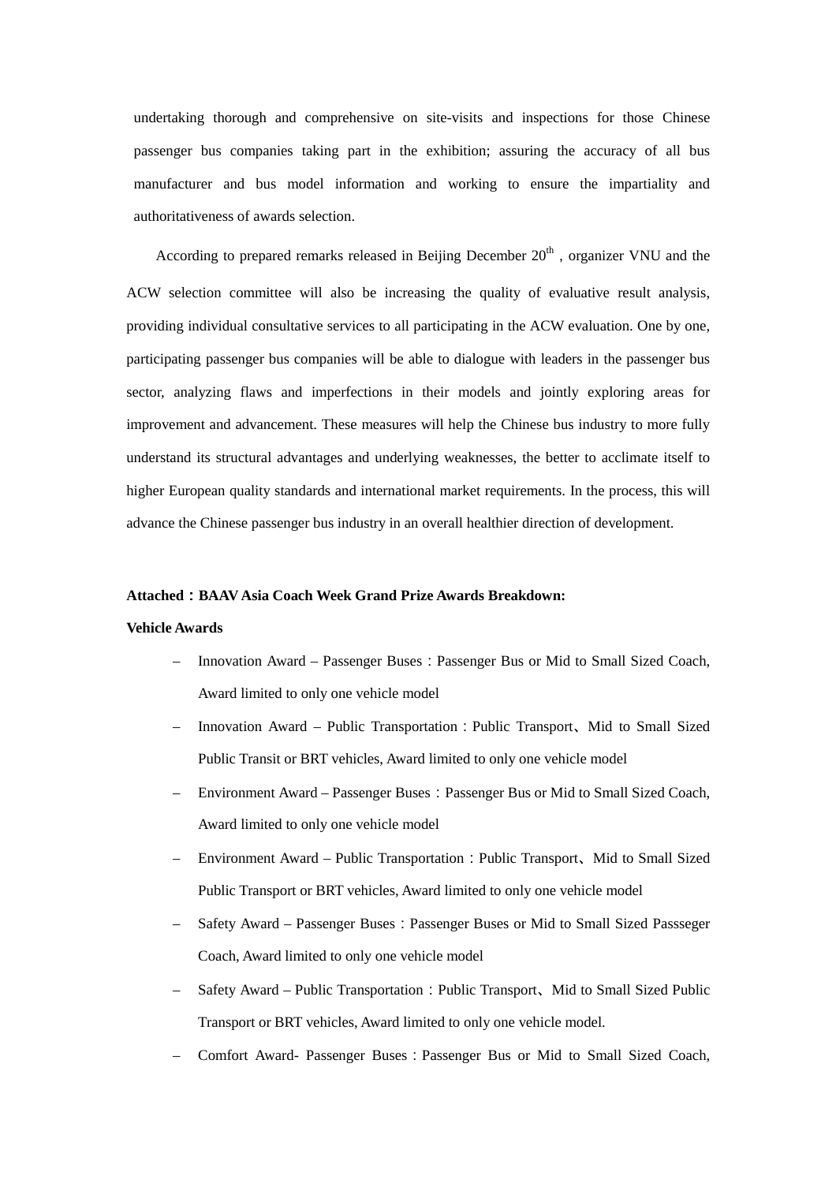undertaking thorough and comprehensive on site-visits and inspections for those Chinese passenger bus companies taking part in the exhibition; assuring the accuracy of all bus manufacturer and bus model information and working to ensure the impartiality and authoritativeness of awards selection.

According to prepared remarks released in Beijing December 20th , organizer VNU and the ACW selection committee will also be increasing the quality of evaluative result analysis, providing individual consultative services to all participating in the ACW evaluation. One by one, participating passenger bus companies will be able to dialogue with leaders in the passenger bus sector, analyzing flaws and imperfections in their models and jointly exploring areas for improvement and advancement. These measures will help the Chinese bus industry to more fully understand its structural advantages and underlying weaknesses, the better to acclimate itself to higher European quality standards and international market requirements. In the process, this will advance the Chinese passenger bus industry in an overall healthier direction of development.

**Attached：BAAV Asia Coach Week Grand Prize Awards Breakdown:**

**Vehicle Awards**

- Innovation Award – Passenger Buses：Passenger Bus or Mid to Small Sized Coach, Award limited to only one vehicle model
- Innovation Award – Public Transportation：Public Transport、Mid to Small Sized Public Transit or BRT vehicles, Award limited to only one vehicle model
- Environment Award – Passenger Buses：Passenger Bus or Mid to Small Sized Coach, Award limited to only one vehicle model
- Environment Award – Public Transportation：Public Transport、Mid to Small Sized Public Transport or BRT vehicles, Award limited to only one vehicle model
- Safety Award – Passenger Buses：Passenger Buses or Mid to Small Sized Passseger Coach, Award limited to only one vehicle model
- Safety Award – Public Transportation：Public Transport、Mid to Small Sized Public Transport or BRT vehicles, Award limited to only one vehicle model.
- Comfort Award- Passenger Buses：Passenger Bus or Mid to Small Sized Coach,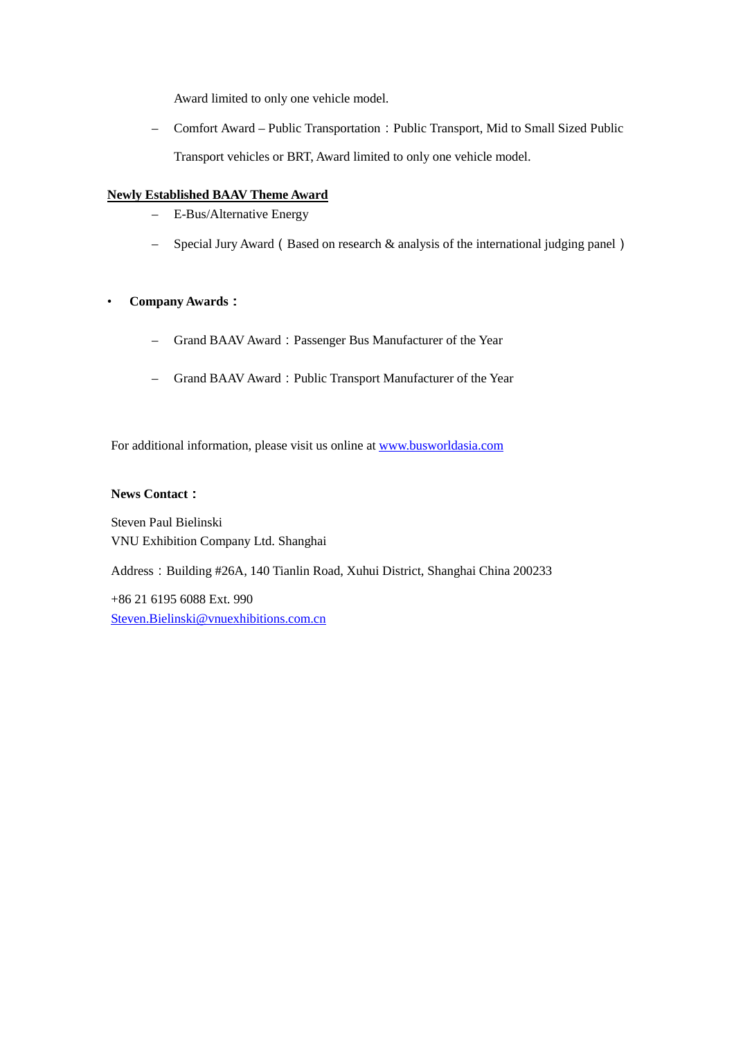Award limited to only one vehicle model.

- Comfort Award – Public Transportation：Public Transport, Mid to Small Sized Public Transport vehicles or BRT, Award limited to only one vehicle model.

**<u>Newly Established BAAV Theme Award</u>**

- E-Bus/Alternative Energy
- Special Jury Award（Based on research & analysis of the international judging panel）

- **Company Awards：**
  - Grand BAAV Award：Passenger Bus Manufacturer of the Year
  - Grand BAAV Award：Public Transport Manufacturer of the Year

For additional information, please visit us online at [www.busworldasia.com](http://www.busworldasia.com)

**News Contact：**

Steven Paul Bielinski
VNU Exhibition Company Ltd. Shanghai

Address：Building #26A, 140 Tianlin Road, Xuhui District, Shanghai China 200233

+86 21 6195 6088 Ext. 990
[Steven.Bielinski@vnuexhibitions.com.cn](mailto:Steven.Bielinski@vnuexhibitions.com.cn)